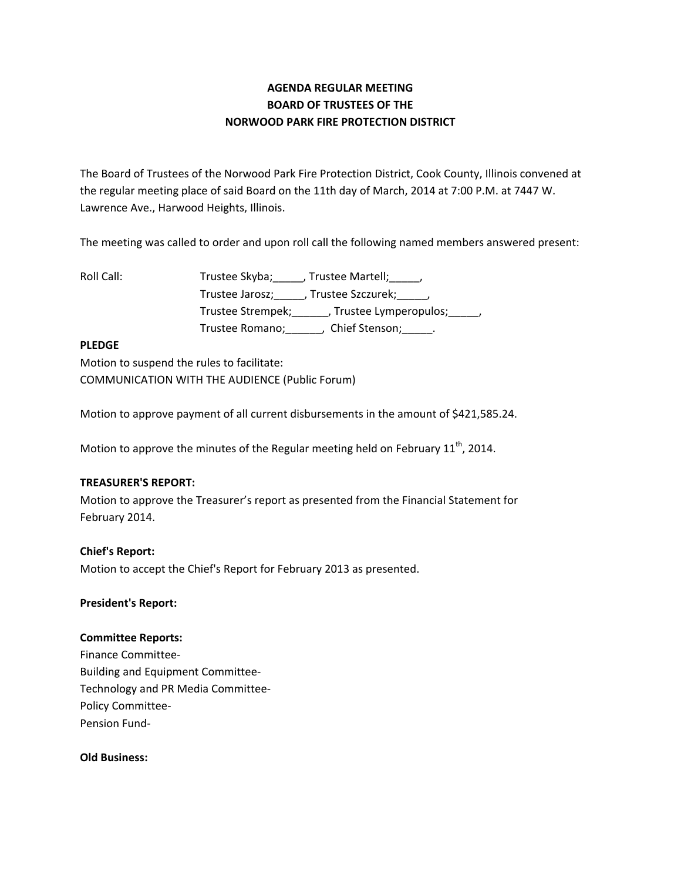**AGENDA REGULAR MEETING**
**BOARD OF TRUSTEES OF THE**
**NORWOOD PARK FIRE PROTECTION DISTRICT**

The Board of Trustees of the Norwood Park Fire Protection District, Cook County, Illinois convened at the regular meeting place of said Board on the 11th day of March, 2014 at 7:00 P.M. at 7447 W. Lawrence Ave., Harwood Heights, Illinois.

The meeting was called to order and upon roll call the following named members answered present:

Roll Call: Trustee Skyba;_____, Trustee Martell;_____,
Trustee Jarosz;_____, Trustee Szczurek;_____,
Trustee Strempek;______, Trustee Lymperopulos;_____,
Trustee Romano;______, Chief Stenson;_____.

**PLEDGE**

Motion to suspend the rules to facilitate:
COMMUNICATION WITH THE AUDIENCE (Public Forum)

Motion to approve payment of all current disbursements in the amount of $421,585.24.

Motion to approve the minutes of the Regular meeting held on February 11th, 2014.

**TREASURER'S REPORT:**

Motion to approve the Treasurer's report as presented from the Financial Statement for February 2014.

**Chief's Report:**

Motion to accept the Chief's Report for February 2013 as presented.

**President's Report:**

**Committee Reports:**

Finance Committee-
Building and Equipment Committee-
Technology and PR Media Committee-
Policy Committee-
Pension Fund-

**Old Business:**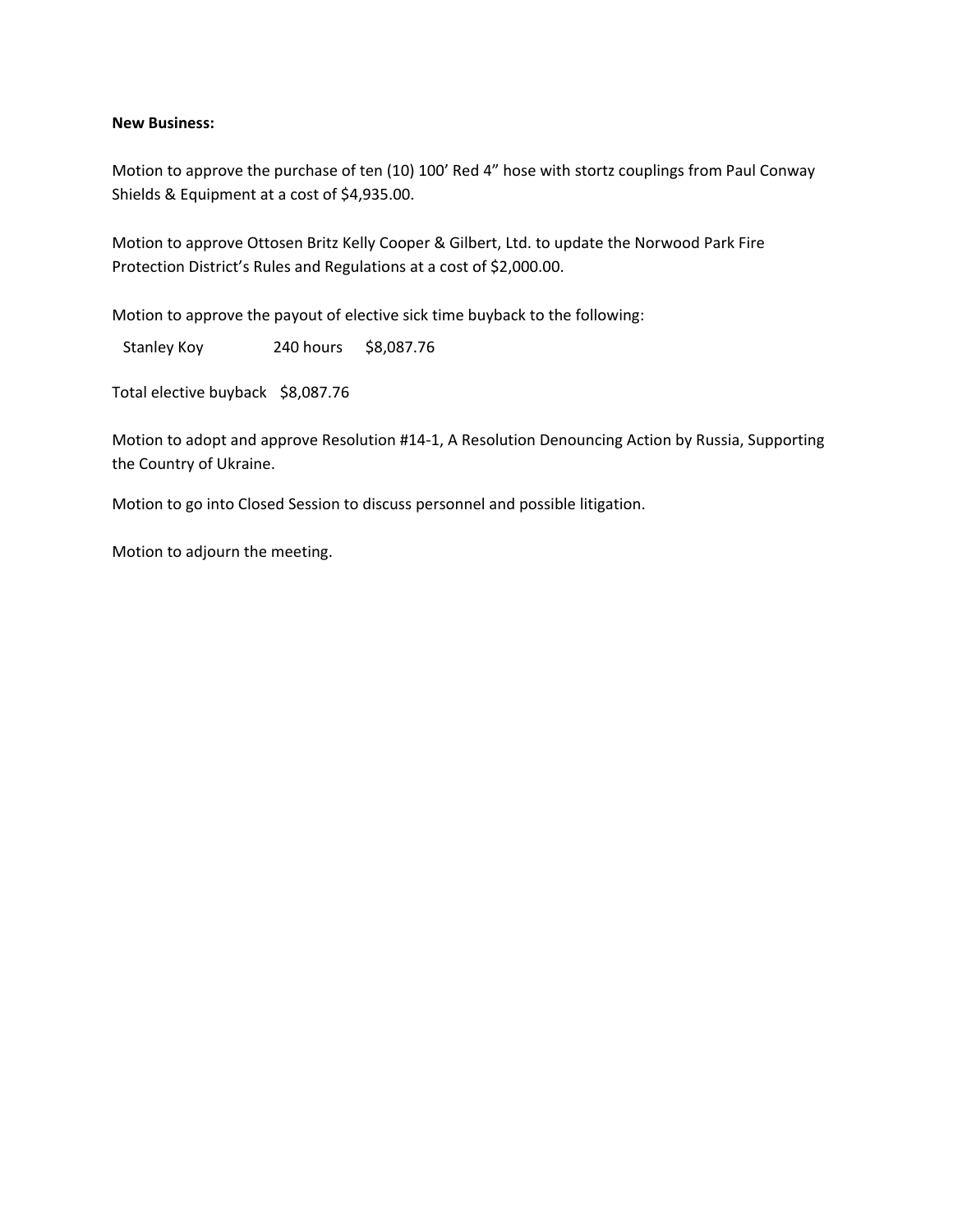**New Business:**

Motion to approve the purchase of ten (10) 100’ Red 4” hose with stortz couplings from Paul Conway Shields & Equipment at a cost of $4,935.00.

Motion to approve Ottosen Britz Kelly Cooper & Gilbert, Ltd. to update the Norwood Park Fire Protection District’s Rules and Regulations at a cost of $2,000.00.

Motion to approve the payout of elective sick time buyback to the following:

| | | |
|---|---|---|
| Stanley Koy | 240 hours | $8,087.76 |

Total elective buyback $8,087.76

Motion to adopt and approve Resolution #14-1, A Resolution Denouncing Action by Russia, Supporting the Country of Ukraine.

Motion to go into Closed Session to discuss personnel and possible litigation.

Motion to adjourn the meeting.